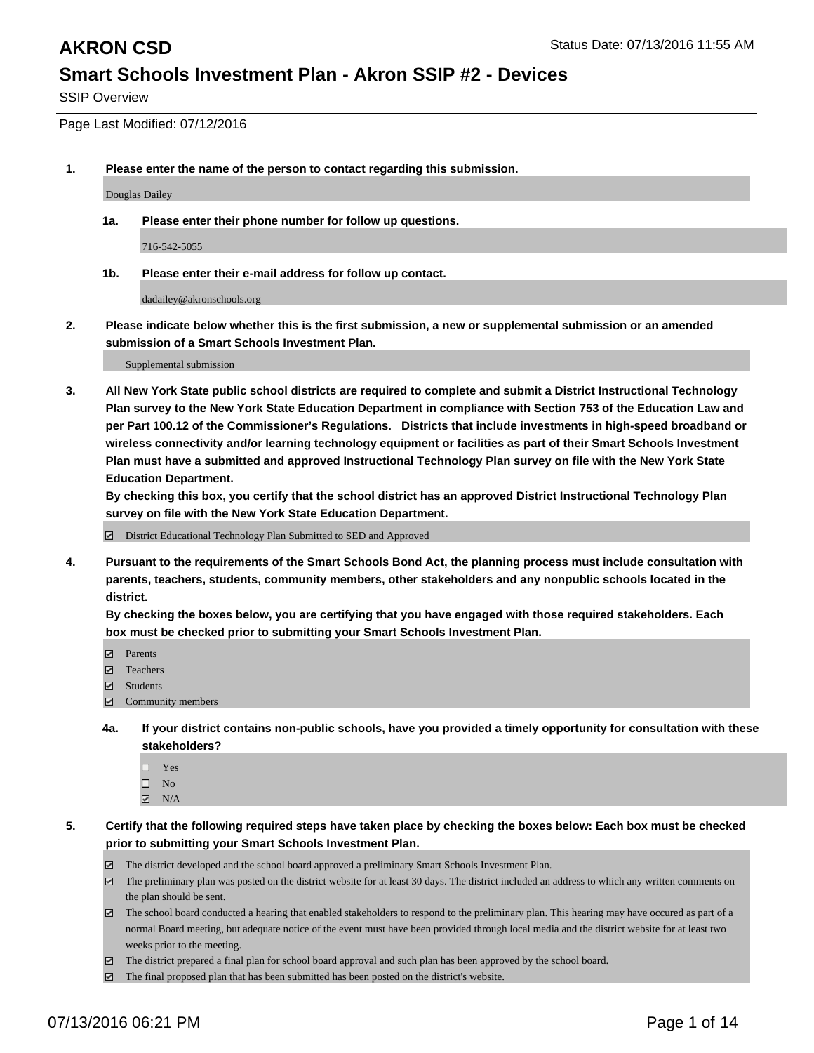# AKRON CSD

Status Date: 07/13/2016 11:55 AM

## Smart Schools Investment Plan - Akron SSIP #2 - Devices

SSIP Overview

Page Last Modified: 07/12/2016

**1. Please enter the name of the person to contact regarding this submission.**

Douglas Dailey

**1a. Please enter their phone number for follow up questions.**

716-542-5055

**1b. Please enter their e-mail address for follow up contact.**

dadailey@akronschools.org

**2. Please indicate below whether this is the first submission, a new or supplemental submission or an amended submission of a Smart Schools Investment Plan.**

Supplemental submission

**3. All New York State public school districts are required to complete and submit a District Instructional Technology Plan survey to the New York State Education Department in compliance with Section 753 of the Education Law and per Part 100.12 of the Commissioner's Regulations. Districts that include investments in high-speed broadband or wireless connectivity and/or learning technology equipment or facilities as part of their Smart Schools Investment Plan must have a submitted and approved Instructional Technology Plan survey on file with the New York State Education Department.**
**By checking this box, you certify that the school district has an approved District Instructional Technology Plan survey on file with the New York State Education Department.**

☑ District Educational Technology Plan Submitted to SED and Approved

**4. Pursuant to the requirements of the Smart Schools Bond Act, the planning process must include consultation with parents, teachers, students, community members, other stakeholders and any nonpublic schools located in the district.**
**By checking the boxes below, you are certifying that you have engaged with those required stakeholders. Each box must be checked prior to submitting your Smart Schools Investment Plan.**

- ☑ Parents
- ☑ Teachers
- ☑ Students
- ☑ Community members

**4a. If your district contains non-public schools, have you provided a timely opportunity for consultation with these stakeholders?**

- ☐ Yes
- ☐ No
- ☑ N/A

**5. Certify that the following required steps have taken place by checking the boxes below: Each box must be checked prior to submitting your Smart Schools Investment Plan.**

- ☑ The district developed and the school board approved a preliminary Smart Schools Investment Plan.
- ☑ The preliminary plan was posted on the district website for at least 30 days. The district included an address to which any written comments on the plan should be sent.
- ☑ The school board conducted a hearing that enabled stakeholders to respond to the preliminary plan. This hearing may have occured as part of a normal Board meeting, but adequate notice of the event must have been provided through local media and the district website for at least two weeks prior to the meeting.
- ☑ The district prepared a final plan for school board approval and such plan has been approved by the school board.
- ☑ The final proposed plan that has been submitted has been posted on the district's website.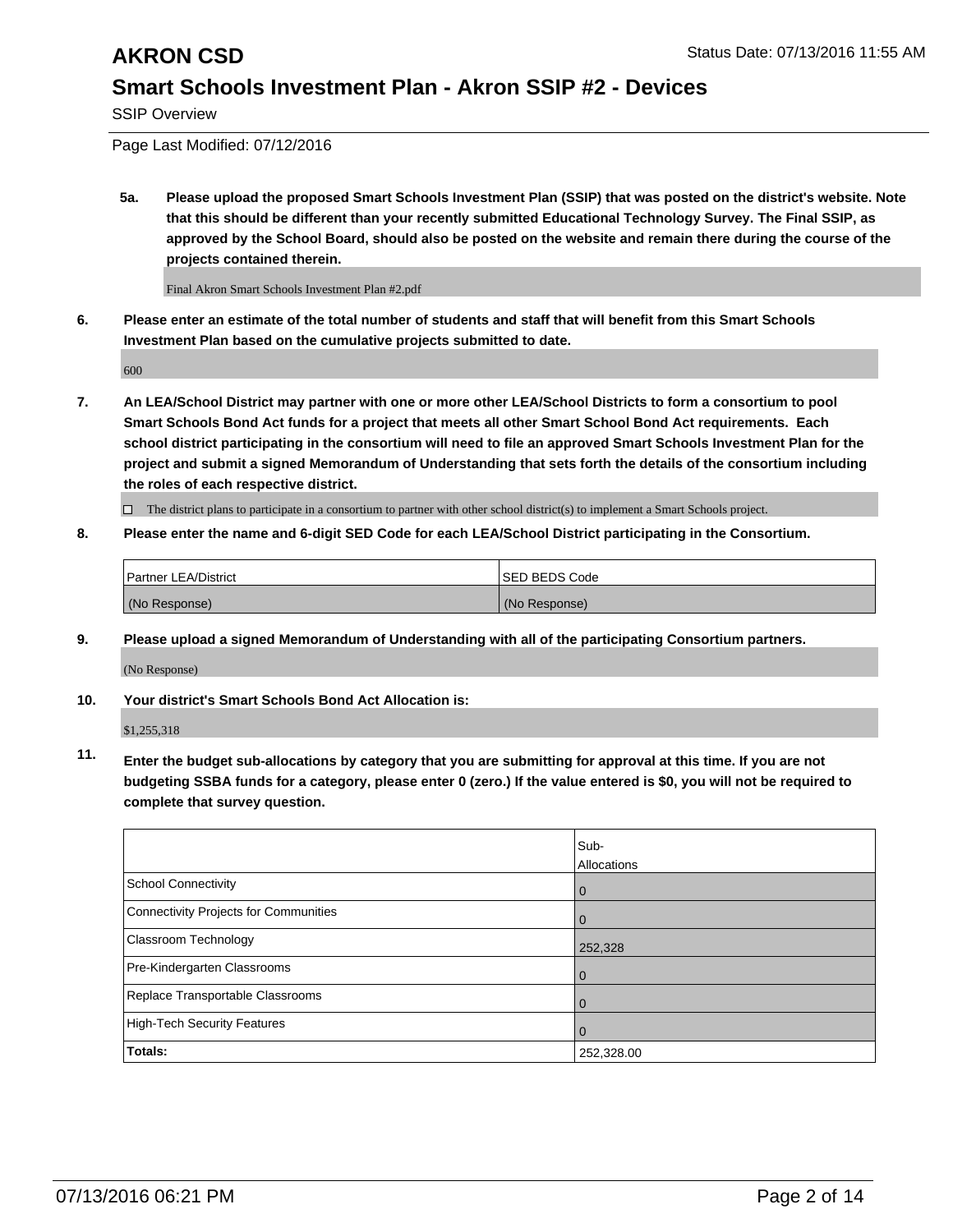# AKRON CSD

Status Date: 07/13/2016 11:55 AM

## Smart Schools Investment Plan - Akron SSIP #2 - Devices

SSIP Overview

Page Last Modified: 07/12/2016

**5a. Please upload the proposed Smart Schools Investment Plan (SSIP) that was posted on the district's website. Note that this should be different than your recently submitted Educational Technology Survey. The Final SSIP, as approved by the School Board, should also be posted on the website and remain there during the course of the projects contained therein.**

Final Akron Smart Schools Investment Plan #2.pdf

**6. Please enter an estimate of the total number of students and staff that will benefit from this Smart Schools Investment Plan based on the cumulative projects submitted to date.**

600

**7. An LEA/School District may partner with one or more other LEA/School Districts to form a consortium to pool Smart Schools Bond Act funds for a project that meets all other Smart School Bond Act requirements. Each school district participating in the consortium will need to file an approved Smart Schools Investment Plan for the project and submit a signed Memorandum of Understanding that sets forth the details of the consortium including the roles of each respective district.**

☐ The district plans to participate in a consortium to partner with other school district(s) to implement a Smart Schools project.

**8. Please enter the name and 6-digit SED Code for each LEA/School District participating in the Consortium.**

| Partner LEA/District | SED BEDS Code |
|---|---|
| (No Response) | (No Response) |

**9. Please upload a signed Memorandum of Understanding with all of the participating Consortium partners.**

(No Response)

**10. Your district's Smart Schools Bond Act Allocation is:**

$1,255,318

**11. Enter the budget sub-allocations by category that you are submitting for approval at this time. If you are not budgeting SSBA funds for a category, please enter 0 (zero.) If the value entered is $0, you will not be required to complete that survey question.**

| | Sub-Allocations |
|---|---|
| School Connectivity | 0 |
| Connectivity Projects for Communities | 0 |
| Classroom Technology | 252,328 |
| Pre-Kindergarten Classrooms | 0 |
| Replace Transportable Classrooms | 0 |
| High-Tech Security Features | 0 |
| **Totals:** | 252,328.00 |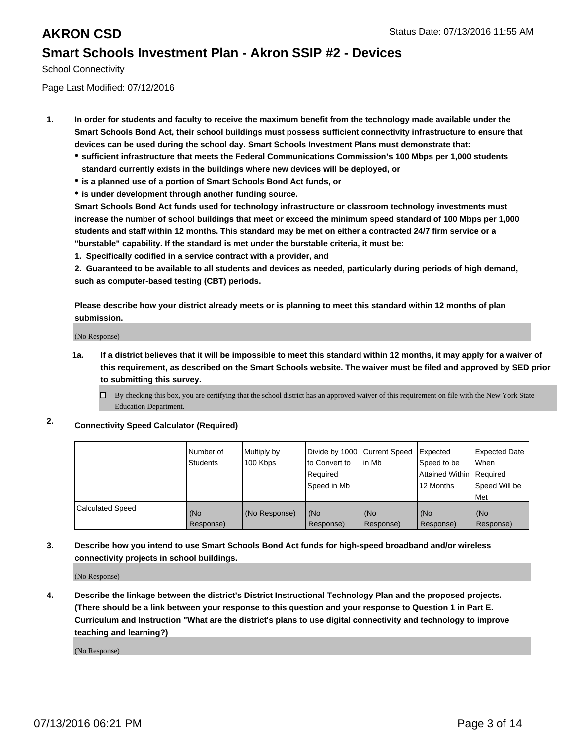# AKRON CSD

Status Date: 07/13/2016 11:55 AM

## Smart Schools Investment Plan - Akron SSIP #2 - Devices

School Connectivity

Page Last Modified: 07/12/2016

**1. In order for students and faculty to receive the maximum benefit from the technology made available under the Smart Schools Bond Act, their school buildings must possess sufficient connectivity infrastructure to ensure that devices can be used during the school day. Smart Schools Investment Plans must demonstrate that:**

- **sufficient infrastructure that meets the Federal Communications Commission's 100 Mbps per 1,000 students standard currently exists in the buildings where new devices will be deployed, or**
- **is a planned use of a portion of Smart Schools Bond Act funds, or**
- **is under development through another funding source.**

**Smart Schools Bond Act funds used for technology infrastructure or classroom technology investments must increase the number of school buildings that meet or exceed the minimum speed standard of 100 Mbps per 1,000 students and staff within 12 months. This standard may be met on either a contracted 24/7 firm service or a "burstable" capability. If the standard is met under the burstable criteria, it must be:**

**1. Specifically codified in a service contract with a provider, and**

**2. Guaranteed to be available to all students and devices as needed, particularly during periods of high demand, such as computer-based testing (CBT) periods.**

**Please describe how your district already meets or is planning to meet this standard within 12 months of plan submission.**

(No Response)

**1a. If a district believes that it will be impossible to meet this standard within 12 months, it may apply for a waiver of this requirement, as described on the Smart Schools website. The waiver must be filed and approved by SED prior to submitting this survey.**

☐ By checking this box, you are certifying that the school district has an approved waiver of this requirement on file with the New York State Education Department.

**2. Connectivity Speed Calculator (Required)**

| | Number of Students | Multiply by 100 Kbps | Divide by 1000 to Convert to Required Speed in Mb | Current Speed in Mb | Expected Speed to be Attained Within 12 Months | Expected Date When Required Speed Will be Met |
|---|---|---|---|---|---|---|
| Calculated Speed | (No Response) | (No Response) | (No Response) | (No Response) | (No Response) | (No Response) |

**3. Describe how you intend to use Smart Schools Bond Act funds for high-speed broadband and/or wireless connectivity projects in school buildings.**

(No Response)

**4. Describe the linkage between the district's District Instructional Technology Plan and the proposed projects. (There should be a link between your response to this question and your response to Question 1 in Part E. Curriculum and Instruction "What are the district's plans to use digital connectivity and technology to improve teaching and learning?)**

(No Response)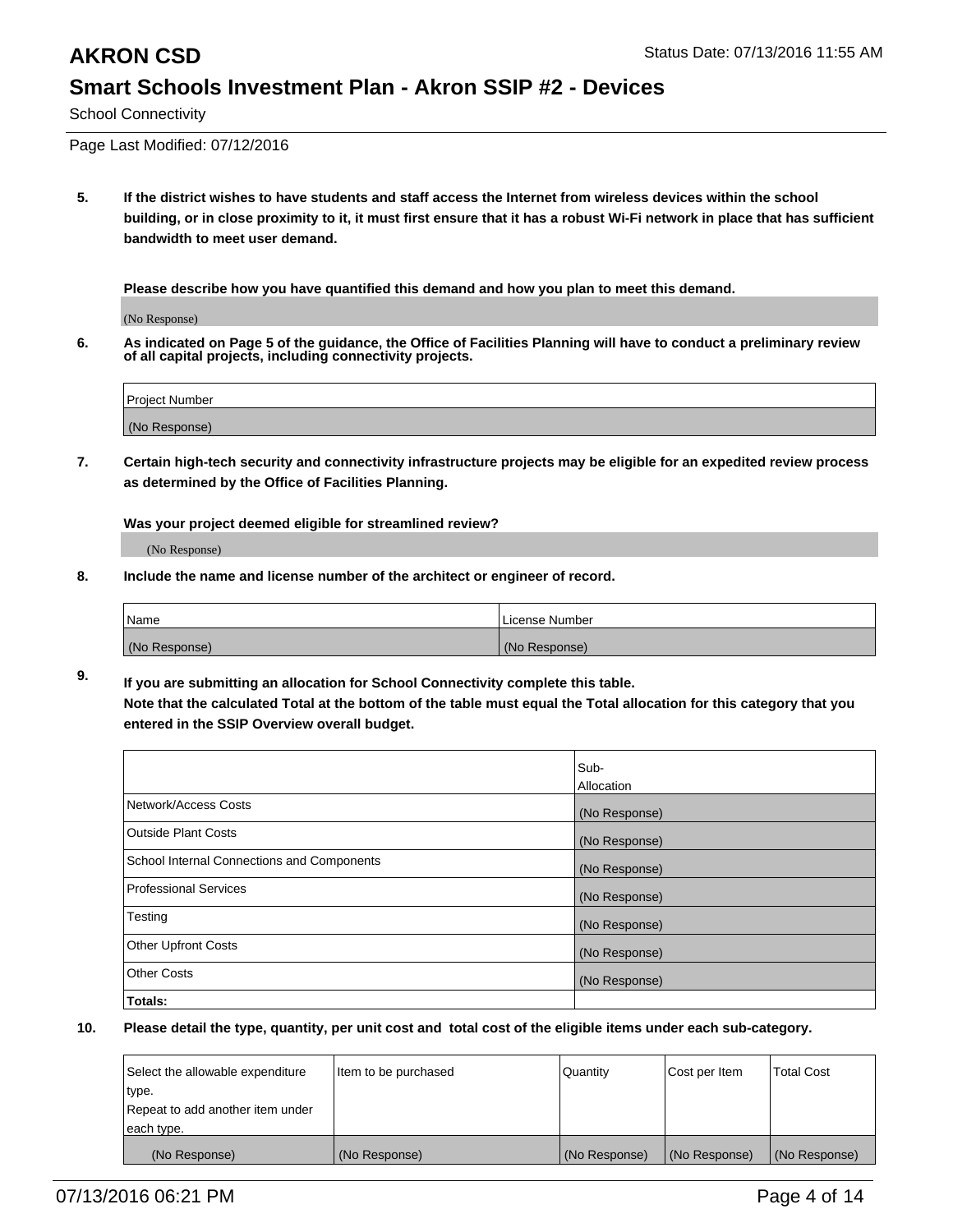# AKRON CSD

Status Date: 07/13/2016 11:55 AM

## Smart Schools Investment Plan - Akron SSIP #2 - Devices

School Connectivity

Page Last Modified: 07/12/2016

**5. If the district wishes to have students and staff access the Internet from wireless devices within the school building, or in close proximity to it, it must first ensure that it has a robust Wi-Fi network in place that has sufficient bandwidth to meet user demand.**

**Please describe how you have quantified this demand and how you plan to meet this demand.**

(No Response)

**6. As indicated on Page 5 of the guidance, the Office of Facilities Planning will have to conduct a preliminary review of all capital projects, including connectivity projects.**

| Project Number |
|---|
| (No Response) |

**7. Certain high-tech security and connectivity infrastructure projects may be eligible for an expedited review process as determined by the Office of Facilities Planning.**

**Was your project deemed eligible for streamlined review?**

(No Response)

**8. Include the name and license number of the architect or engineer of record.**

| Name | License Number |
|---|---|
| (No Response) | (No Response) |

**9. If you are submitting an allocation for School Connectivity complete this table.**
**Note that the calculated Total at the bottom of the table must equal the Total allocation for this category that you entered in the SSIP Overview overall budget.**

| | Sub-Allocation |
|---|---|
| Network/Access Costs | (No Response) |
| Outside Plant Costs | (No Response) |
| School Internal Connections and Components | (No Response) |
| Professional Services | (No Response) |
| Testing | (No Response) |
| Other Upfront Costs | (No Response) |
| Other Costs | (No Response) |
| **Totals:** | |

**10. Please detail the type, quantity, per unit cost and total cost of the eligible items under each sub-category.**

| Select the allowable expenditure type. Repeat to add another item under each type. | Item to be purchased | Quantity | Cost per Item | Total Cost |
|---|---|---|---|---|
| (No Response) | (No Response) | (No Response) | (No Response) | (No Response) |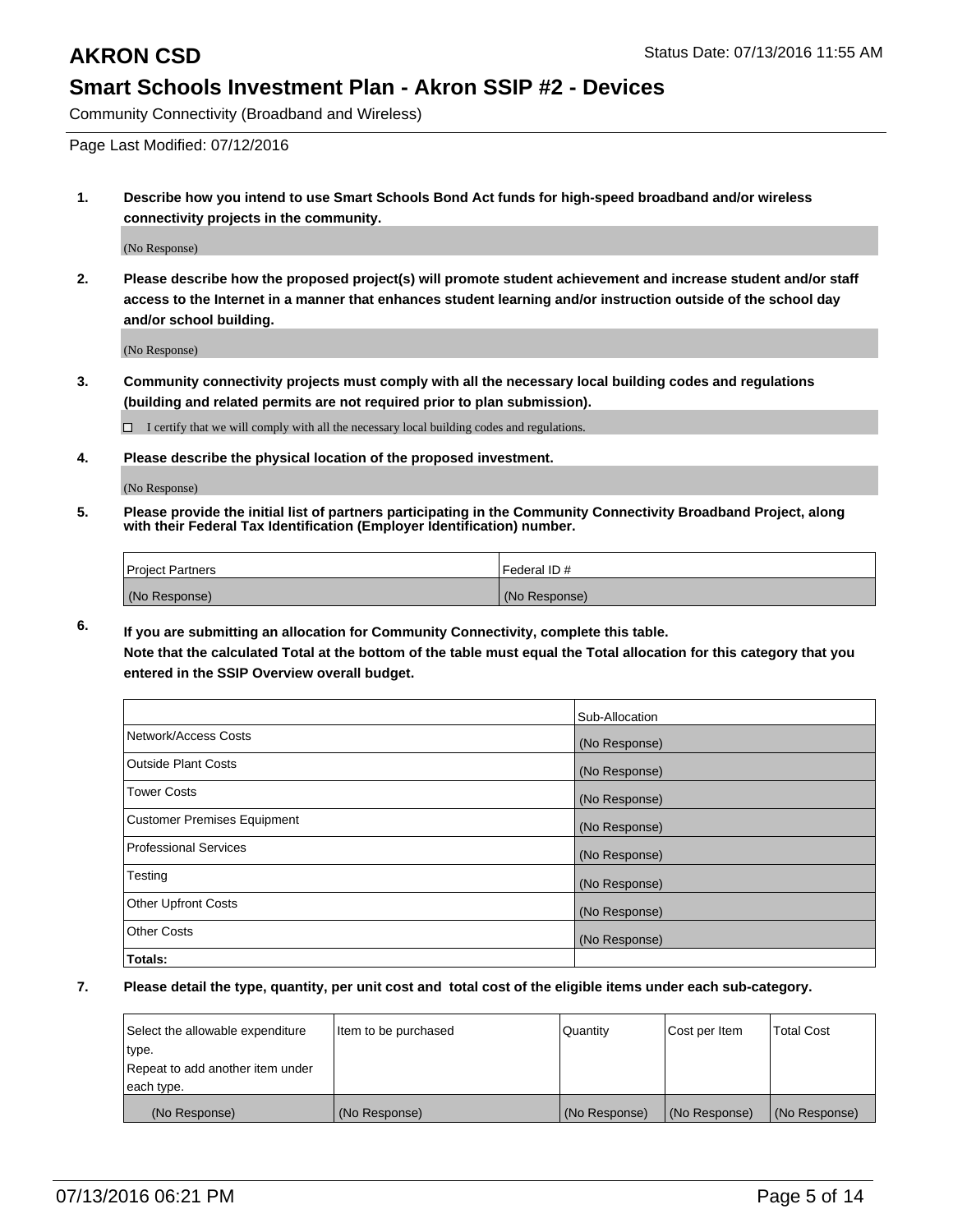# AKRON CSD

Status Date: 07/13/2016 11:55 AM

## Smart Schools Investment Plan - Akron SSIP #2 - Devices

Community Connectivity (Broadband and Wireless)

Page Last Modified: 07/12/2016

1. **Describe how you intend to use Smart Schools Bond Act funds for high-speed broadband and/or wireless connectivity projects in the community.**

   (No Response)

2. **Please describe how the proposed project(s) will promote student achievement and increase student and/or staff access to the Internet in a manner that enhances student learning and/or instruction outside of the school day and/or school building.**

   (No Response)

3. **Community connectivity projects must comply with all the necessary local building codes and regulations (building and related permits are not required prior to plan submission).**

   ☐ I certify that we will comply with all the necessary local building codes and regulations.

4. **Please describe the physical location of the proposed investment.**

   (No Response)

5. **Please provide the initial list of partners participating in the Community Connectivity Broadband Project, along with their Federal Tax Identification (Employer Identification) number.**

| Project Partners | Federal ID # |
|---|---|
| (No Response) | (No Response) |

6. **If you are submitting an allocation for Community Connectivity, complete this table.**
   **Note that the calculated Total at the bottom of the table must equal the Total allocation for this category that you entered in the SSIP Overview overall budget.**

| | Sub-Allocation |
|---|---|
| Network/Access Costs | (No Response) |
| Outside Plant Costs | (No Response) |
| Tower Costs | (No Response) |
| Customer Premises Equipment | (No Response) |
| Professional Services | (No Response) |
| Testing | (No Response) |
| Other Upfront Costs | (No Response) |
| Other Costs | (No Response) |
| **Totals:** | |

7. **Please detail the type, quantity, per unit cost and total cost of the eligible items under each sub-category.**

| Select the allowable expenditure type. Repeat to add another item under each type. | Item to be purchased | Quantity | Cost per Item | Total Cost |
|---|---|---|---|---|
| (No Response) | (No Response) | (No Response) | (No Response) | (No Response) |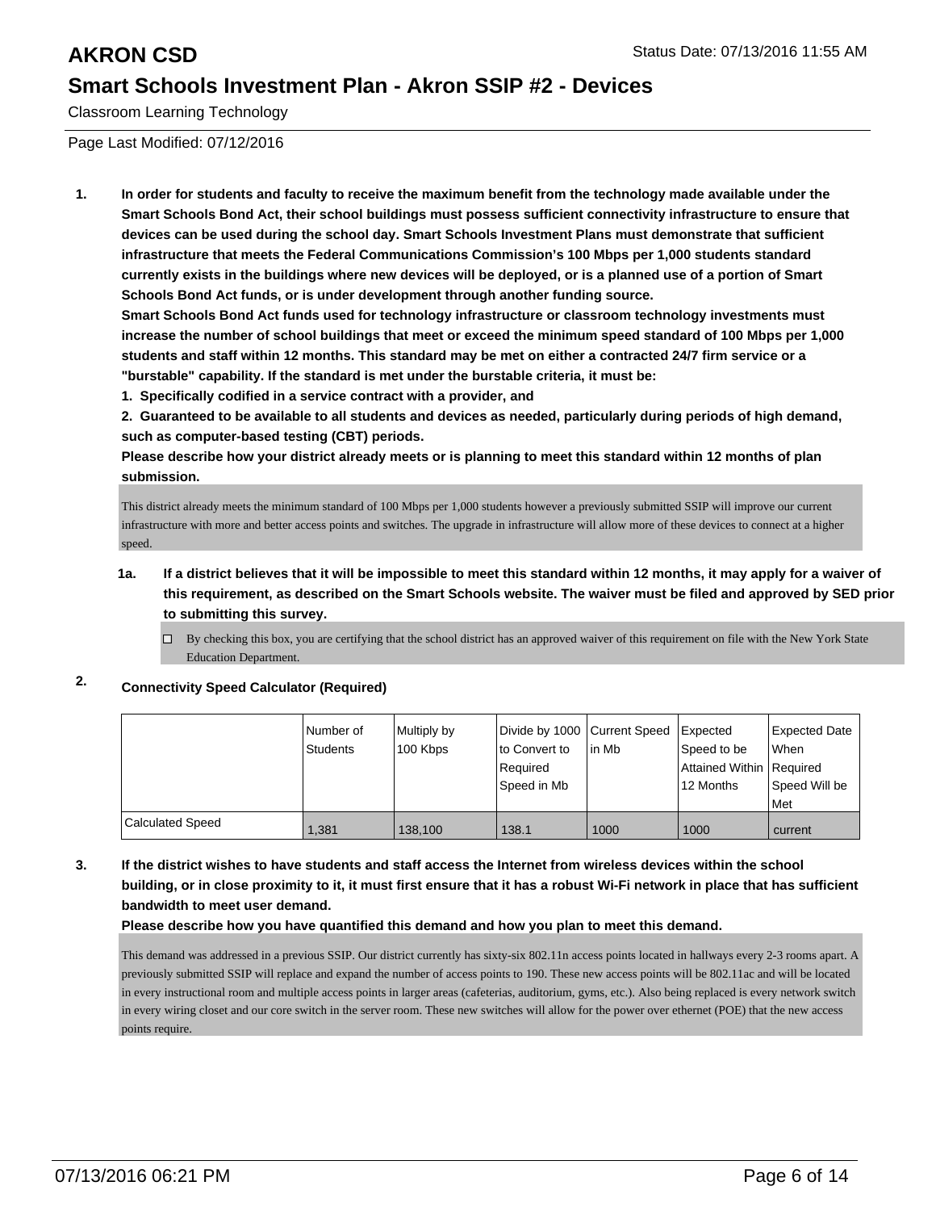# AKRON CSD

Status Date: 07/13/2016 11:55 AM

## Smart Schools Investment Plan - Akron SSIP #2 - Devices

Classroom Learning Technology

Page Last Modified: 07/12/2016

**1. In order for students and faculty to receive the maximum benefit from the technology made available under the Smart Schools Bond Act, their school buildings must possess sufficient connectivity infrastructure to ensure that devices can be used during the school day. Smart Schools Investment Plans must demonstrate that sufficient infrastructure that meets the Federal Communications Commission's 100 Mbps per 1,000 students standard currently exists in the buildings where new devices will be deployed, or is a planned use of a portion of Smart Schools Bond Act funds, or is under development through another funding source.**

**Smart Schools Bond Act funds used for technology infrastructure or classroom technology investments must increase the number of school buildings that meet or exceed the minimum speed standard of 100 Mbps per 1,000 students and staff within 12 months. This standard may be met on either a contracted 24/7 firm service or a "burstable" capability. If the standard is met under the burstable criteria, it must be:**

**1. Specifically codified in a service contract with a provider, and**

**2. Guaranteed to be available to all students and devices as needed, particularly during periods of high demand, such as computer-based testing (CBT) periods.**

**Please describe how your district already meets or is planning to meet this standard within 12 months of plan submission.**

This district already meets the minimum standard of 100 Mbps per 1,000 students however a previously submitted SSIP will improve our current infrastructure with more and better access points and switches. The upgrade in infrastructure will allow more of these devices to connect at a higher speed.

**1a. If a district believes that it will be impossible to meet this standard within 12 months, it may apply for a waiver of this requirement, as described on the Smart Schools website. The waiver must be filed and approved by SED prior to submitting this survey.**

☐ By checking this box, you are certifying that the school district has an approved waiver of this requirement on file with the New York State Education Department.

**2. Connectivity Speed Calculator (Required)**

| | Number of Students | Multiply by 100 Kbps | Divide by 1000 to Convert to Required Speed in Mb | Current Speed in Mb | Expected Speed to be Attained Within 12 Months | Expected Date When Required Speed Will be Met |
|---|---|---|---|---|---|---|
| Calculated Speed | 1,381 | 138,100 | 138.1 | 1000 | 1000 | current |

**3. If the district wishes to have students and staff access the Internet from wireless devices within the school building, or in close proximity to it, it must first ensure that it has a robust Wi-Fi network in place that has sufficient bandwidth to meet user demand.**

**Please describe how you have quantified this demand and how you plan to meet this demand.**

This demand was addressed in a previous SSIP. Our district currently has sixty-six 802.11n access points located in hallways every 2-3 rooms apart. A previously submitted SSIP will replace and expand the number of access points to 190. These new access points will be 802.11ac and will be located in every instructional room and multiple access points in larger areas (cafeterias, auditorium, gyms, etc.). Also being replaced is every network switch in every wiring closet and our core switch in the server room. These new switches will allow for the power over ethernet (POE) that the new access points require.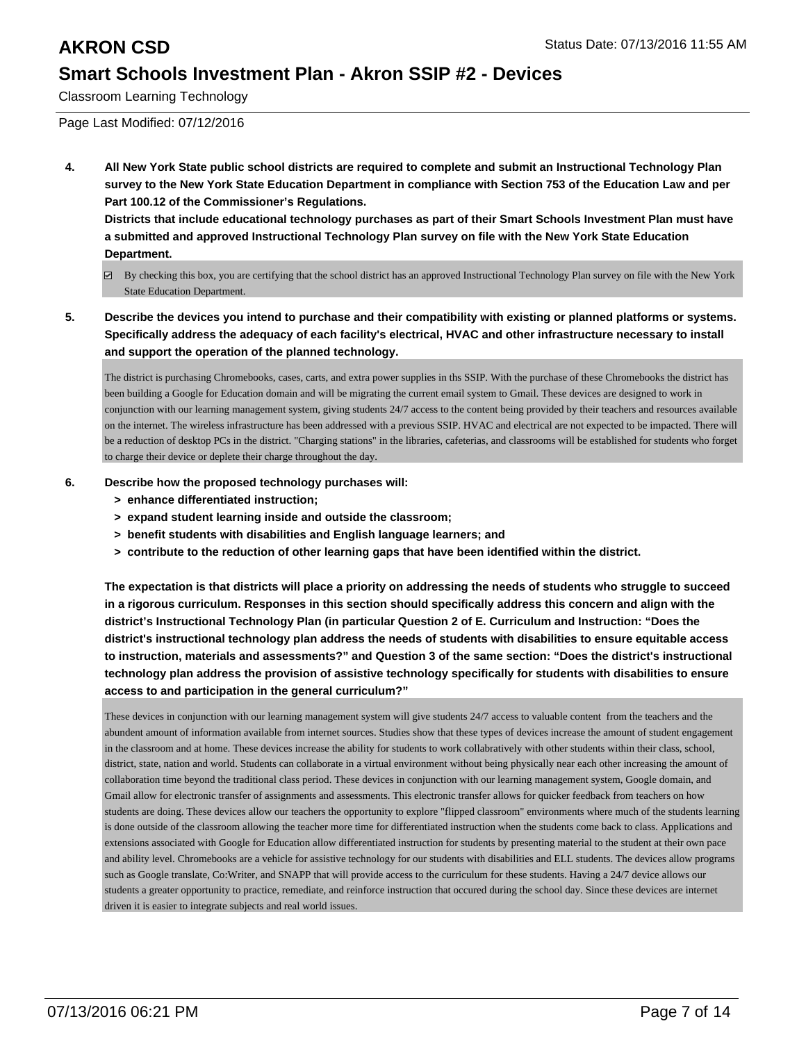Classroom Learning Technology

Page Last Modified: 07/12/2016

**4. All New York State public school districts are required to complete and submit an Instructional Technology Plan survey to the New York State Education Department in compliance with Section 753 of the Education Law and per Part 100.12 of the Commissioner's Regulations.**
**Districts that include educational technology purchases as part of their Smart Schools Investment Plan must have a submitted and approved Instructional Technology Plan survey on file with the New York State Education Department.**

☑ By checking this box, you are certifying that the school district has an approved Instructional Technology Plan survey on file with the New York State Education Department.

**5. Describe the devices you intend to purchase and their compatibility with existing or planned platforms or systems. Specifically address the adequacy of each facility's electrical, HVAC and other infrastructure necessary to install and support the operation of the planned technology.**

The district is purchasing Chromebooks, cases, carts, and extra power supplies in ths SSIP. With the purchase of these Chromebooks the district has been building a Google for Education domain and will be migrating the current email system to Gmail. These devices are designed to work in conjunction with our learning management system, giving students 24/7 access to the content being provided by their teachers and resources available on the internet. The wireless infrastructure has been addressed with a previous SSIP. HVAC and electrical are not expected to be impacted. There will be a reduction of desktop PCs in the district. "Charging stations" in the libraries, cafeterias, and classrooms will be established for students who forget to charge their device or deplete their charge throughout the day.

**6. Describe how the proposed technology purchases will:**
- **> enhance differentiated instruction;**
- **> expand student learning inside and outside the classroom;**
- **> benefit students with disabilities and English language learners; and**
- **> contribute to the reduction of other learning gaps that have been identified within the district.**

**The expectation is that districts will place a priority on addressing the needs of students who struggle to succeed in a rigorous curriculum. Responses in this section should specifically address this concern and align with the district's Instructional Technology Plan (in particular Question 2 of E. Curriculum and Instruction: "Does the district's instructional technology plan address the needs of students with disabilities to ensure equitable access to instruction, materials and assessments?" and Question 3 of the same section: "Does the district's instructional technology plan address the provision of assistive technology specifically for students with disabilities to ensure access to and participation in the general curriculum?"**

These devices in conjunction with our learning management system will give students 24/7 access to valuable content from the teachers and the abundent amount of information available from internet sources. Studies show that these types of devices increase the amount of student engagement in the classroom and at home. These devices increase the ability for students to work collabratively with other students within their class, school, district, state, nation and world. Students can collaborate in a virtual environment without being physically near each other increasing the amount of collaboration time beyond the traditional class period. These devices in conjunction with our learning management system, Google domain, and Gmail allow for electronic transfer of assignments and assessments. This electronic transfer allows for quicker feedback from teachers on how students are doing. These devices allow our teachers the opportunity to explore "flipped classroom" environments where much of the students learning is done outside of the classroom allowing the teacher more time for differentiated instruction when the students come back to class. Applications and extensions associated with Google for Education allow differentiated instruction for students by presenting material to the student at their own pace and ability level. Chromebooks are a vehicle for assistive technology for our students with disabilities and ELL students. The devices allow programs such as Google translate, Co:Writer, and SNAPP that will provide access to the curriculum for these students. Having a 24/7 device allows our students a greater opportunity to practice, remediate, and reinforce instruction that occured during the school day. Since these devices are internet driven it is easier to integrate subjects and real world issues.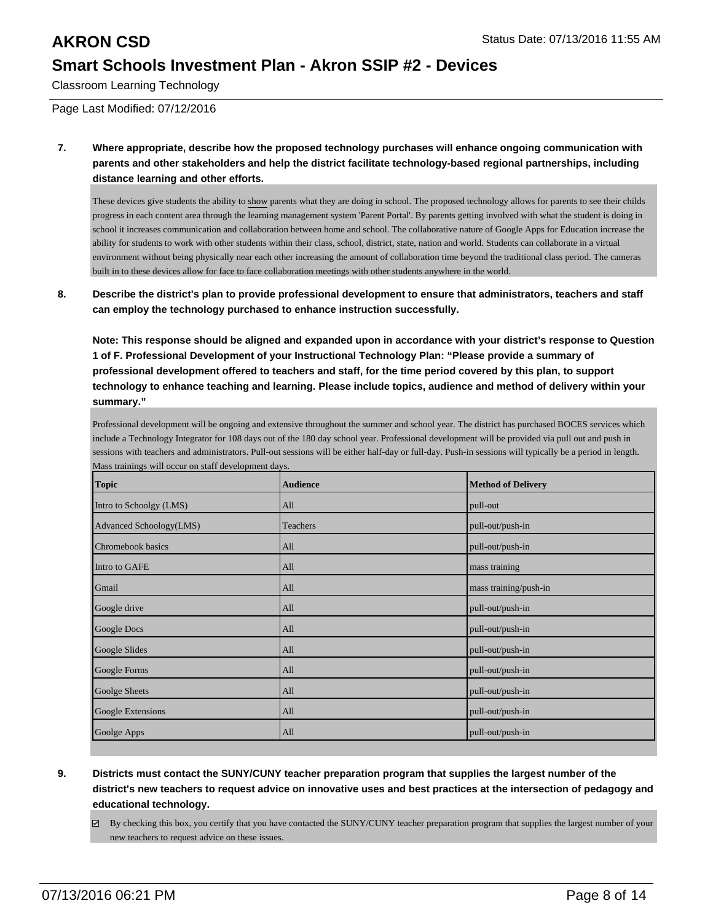# AKRON CSD

## Smart Schools Investment Plan - Akron SSIP #2 - Devices

Classroom Learning Technology

Page Last Modified: 07/12/2016

**7. Where appropriate, describe how the proposed technology purchases will enhance ongoing communication with parents and other stakeholders and help the district facilitate technology-based regional partnerships, including distance learning and other efforts.**

These devices give students the ability to show parents what they are doing in school. The proposed technology allows for parents to see their childs progress in each content area through the learning management system 'Parent Portal'. By parents getting involved with what the student is doing in school it increases communication and collaboration between home and school. The collaborative nature of Google Apps for Education increase the ability for students to work with other students within their class, school, district, state, nation and world. Students can collaborate in a virtual environment without being physically near each other increasing the amount of collaboration time beyond the traditional class period. The cameras built in to these devices allow for face to face collaboration meetings with other students anywhere in the world.

**8. Describe the district's plan to provide professional development to ensure that administrators, teachers and staff can employ the technology purchased to enhance instruction successfully.**

**Note: This response should be aligned and expanded upon in accordance with your district's response to Question 1 of F. Professional Development of your Instructional Technology Plan: "Please provide a summary of professional development offered to teachers and staff, for the time period covered by this plan, to support technology to enhance teaching and learning. Please include topics, audience and method of delivery within your summary."**

Professional development will be ongoing and extensive throughout the summer and school year. The district has purchased BOCES services which include a Technology Integrator for 108 days out of the 180 day school year. Professional development will be provided via pull out and push in sessions with teachers and administrators. Pull-out sessions will be either half-day or full-day. Push-in sessions will typically be a period in length. Mass trainings will occur on staff development days.

| Topic | Audience | Method of Delivery |
|---|---|---|
| Intro to Schoolgy (LMS) | All | pull-out |
| Advanced Schoology(LMS) | Teachers | pull-out/push-in |
| Chromebook basics | All | pull-out/push-in |
| Intro to GAFE | All | mass training |
| Gmail | All | mass training/push-in |
| Google drive | All | pull-out/push-in |
| Google Docs | All | pull-out/push-in |
| Google Slides | All | pull-out/push-in |
| Google Forms | All | pull-out/push-in |
| Goolge Sheets | All | pull-out/push-in |
| Google Extensions | All | pull-out/push-in |
| Goolge Apps | All | pull-out/push-in |

**9. Districts must contact the SUNY/CUNY teacher preparation program that supplies the largest number of the district's new teachers to request advice on innovative uses and best practices at the intersection of pedagogy and educational technology.**

☑ By checking this box, you certify that you have contacted the SUNY/CUNY teacher preparation program that supplies the largest number of your new teachers to request advice on these issues.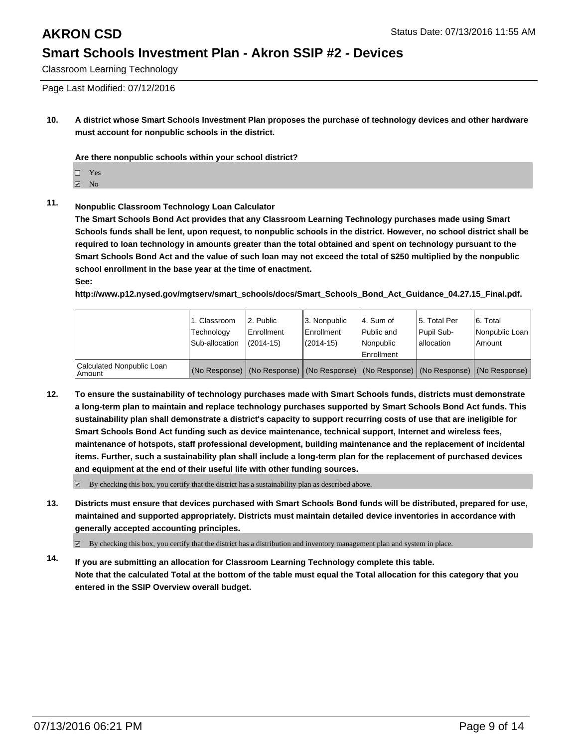**10. A district whose Smart Schools Investment Plan proposes the purchase of technology devices and other hardware must account for nonpublic schools in the district.**

**Are there nonpublic schools within your school district?**

- ☐ Yes
- ☑ No

**11. Nonpublic Classroom Technology Loan Calculator**

**The Smart Schools Bond Act provides that any Classroom Learning Technology purchases made using Smart Schools funds shall be lent, upon request, to nonpublic schools in the district. However, no school district shall be required to loan technology in amounts greater than the total obtained and spent on technology pursuant to the Smart Schools Bond Act and the value of such loan may not exceed the total of $250 multiplied by the nonpublic school enrollment in the base year at the time of enactment.**

**See:**

**http://www.p12.nysed.gov/mgtserv/smart_schools/docs/Smart_Schools_Bond_Act_Guidance_04.27.15_Final.pdf.**

| | 1. Classroom Technology Sub-allocation | 2. Public Enrollment (2014-15) | 3. Nonpublic Enrollment (2014-15) | 4. Sum of Public and Nonpublic Enrollment | 5. Total Per Pupil Sub-allocation | 6. Total Nonpublic Loan Amount |
|---|---|---|---|---|---|---|
| Calculated Nonpublic Loan Amount | (No Response) | (No Response) | (No Response) | (No Response) | (No Response) | (No Response) |

**12. To ensure the sustainability of technology purchases made with Smart Schools funds, districts must demonstrate a long-term plan to maintain and replace technology purchases supported by Smart Schools Bond Act funds. This sustainability plan shall demonstrate a district's capacity to support recurring costs of use that are ineligible for Smart Schools Bond Act funding such as device maintenance, technical support, Internet and wireless fees, maintenance of hotspots, staff professional development, building maintenance and the replacement of incidental items. Further, such a sustainability plan shall include a long-term plan for the replacement of purchased devices and equipment at the end of their useful life with other funding sources.**

- ☑ By checking this box, you certify that the district has a sustainability plan as described above.

**13. Districts must ensure that devices purchased with Smart Schools Bond funds will be distributed, prepared for use, maintained and supported appropriately. Districts must maintain detailed device inventories in accordance with generally accepted accounting principles.**

- ☑ By checking this box, you certify that the district has a distribution and inventory management plan and system in place.

**14. If you are submitting an allocation for Classroom Learning Technology complete this table.**
**Note that the calculated Total at the bottom of the table must equal the Total allocation for this category that you entered in the SSIP Overview overall budget.**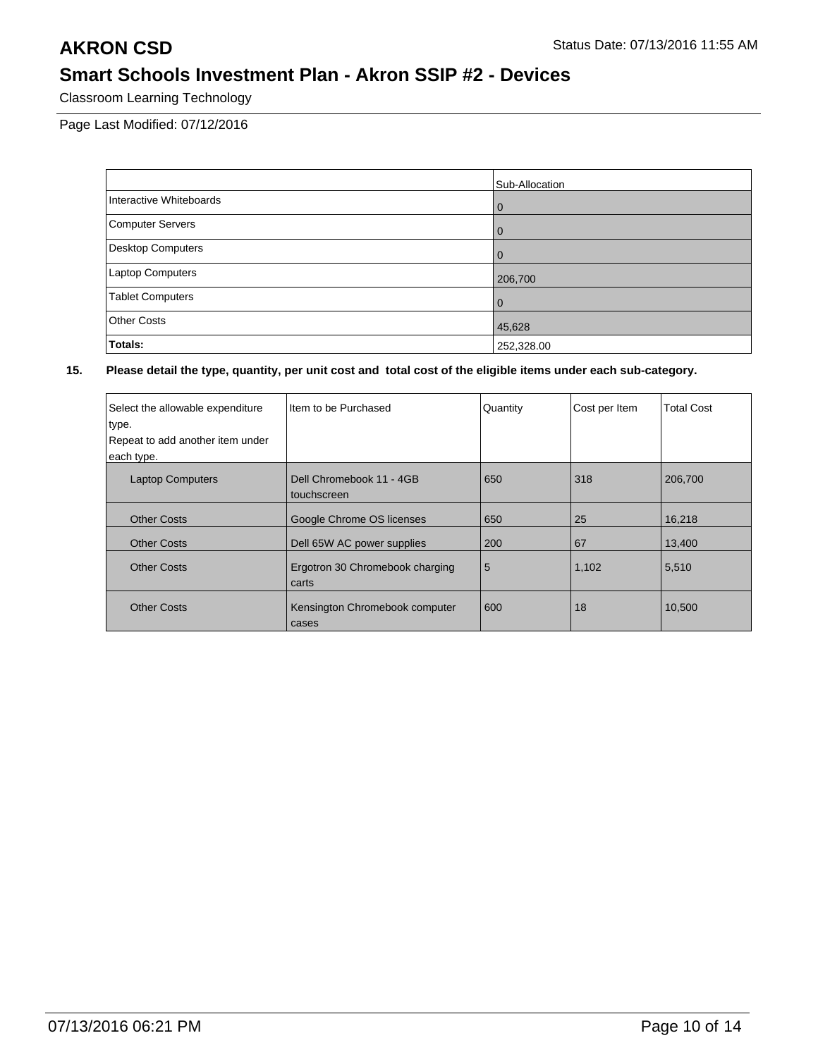# AKRON CSD

## Smart Schools Investment Plan - Akron SSIP #2 - Devices

Classroom Learning Technology

Page Last Modified: 07/12/2016

| | Sub-Allocation |
|---|---|
| Interactive Whiteboards | 0 |
| Computer Servers | 0 |
| Desktop Computers | 0 |
| Laptop Computers | 206,700 |
| Tablet Computers | 0 |
| Other Costs | 45,628 |
| **Totals:** | 252,328.00 |

**15. Please detail the type, quantity, per unit cost and total cost of the eligible items under each sub-category.**

| Select the allowable expenditure type. Repeat to add another item under each type. | Item to be Purchased | Quantity | Cost per Item | Total Cost |
|---|---|---|---|---|
| Laptop Computers | Dell Chromebook 11 - 4GB touchscreen | 650 | 318 | 206,700 |
| Other Costs | Google Chrome OS licenses | 650 | 25 | 16,218 |
| Other Costs | Dell 65W AC power supplies | 200 | 67 | 13,400 |
| Other Costs | Ergotron 30 Chromebook charging carts | 5 | 1,102 | 5,510 |
| Other Costs | Kensington Chromebook computer cases | 600 | 18 | 10,500 |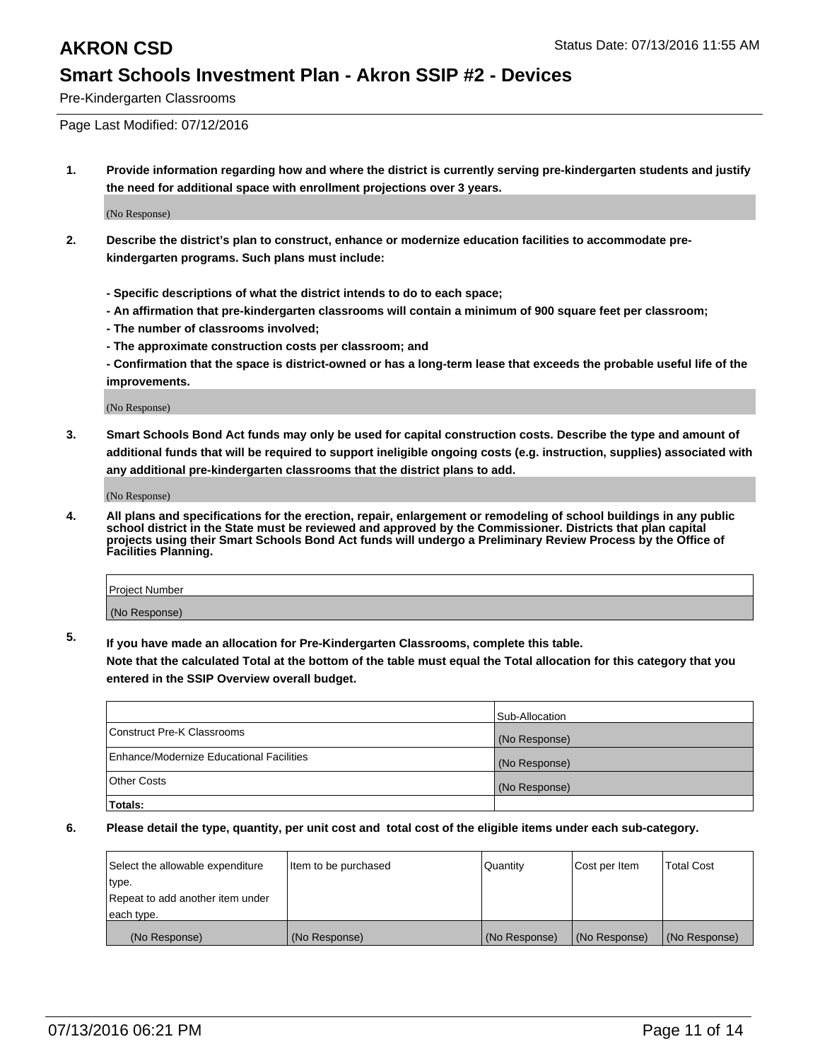# AKRON CSD

Status Date: 07/13/2016 11:55 AM

## Smart Schools Investment Plan - Akron SSIP #2 - Devices

Pre-Kindergarten Classrooms

Page Last Modified: 07/12/2016

**1. Provide information regarding how and where the district is currently serving pre-kindergarten students and justify the need for additional space with enrollment projections over 3 years.**

(No Response)

**2. Describe the district's plan to construct, enhance or modernize education facilities to accommodate pre-kindergarten programs. Such plans must include:**

**- Specific descriptions of what the district intends to do to each space;**
**- An affirmation that pre-kindergarten classrooms will contain a minimum of 900 square feet per classroom;**
**- The number of classrooms involved;**
**- The approximate construction costs per classroom; and**
**- Confirmation that the space is district-owned or has a long-term lease that exceeds the probable useful life of the improvements.**

(No Response)

**3. Smart Schools Bond Act funds may only be used for capital construction costs. Describe the type and amount of additional funds that will be required to support ineligible ongoing costs (e.g. instruction, supplies) associated with any additional pre-kindergarten classrooms that the district plans to add.**

(No Response)

**4. All plans and specifications for the erection, repair, enlargement or remodeling of school buildings in any public school district in the State must be reviewed and approved by the Commissioner. Districts that plan capital projects using their Smart Schools Bond Act funds will undergo a Preliminary Review Process by the Office of Facilities Planning.**

| Project Number |
|---|
| (No Response) |

**5. If you have made an allocation for Pre-Kindergarten Classrooms, complete this table. Note that the calculated Total at the bottom of the table must equal the Total allocation for this category that you entered in the SSIP Overview overall budget.**

| | Sub-Allocation |
|---|---|
| Construct Pre-K Classrooms | (No Response) |
| Enhance/Modernize Educational Facilities | (No Response) |
| Other Costs | (No Response) |
| **Totals:** | |

**6. Please detail the type, quantity, per unit cost and total cost of the eligible items under each sub-category.**

| Select the allowable expenditure type. Repeat to add another item under each type. | Item to be purchased | Quantity | Cost per Item | Total Cost |
|---|---|---|---|---|
| (No Response) | (No Response) | (No Response) | (No Response) | (No Response) |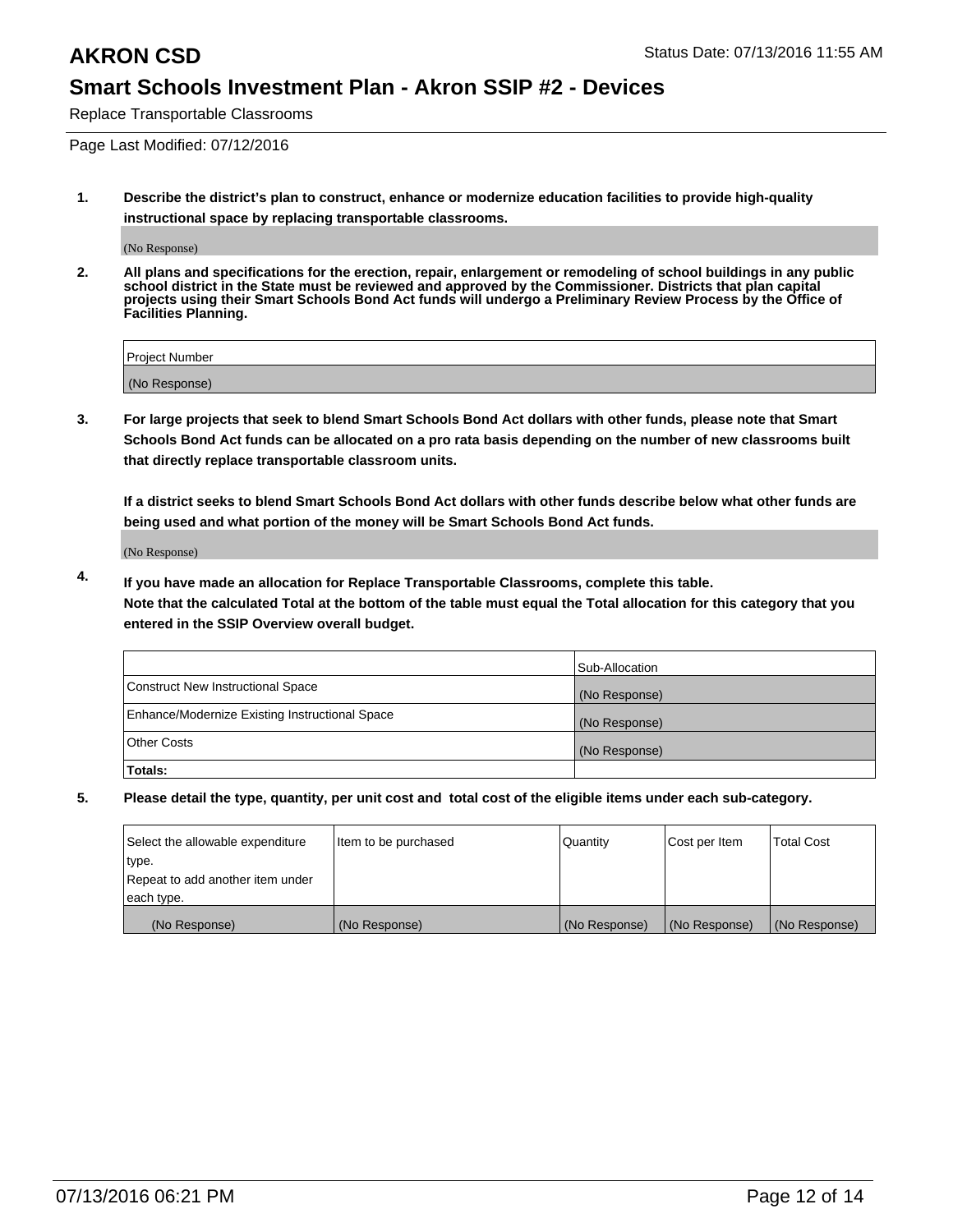# AKRON CSD

Status Date: 07/13/2016 11:55 AM

## Smart Schools Investment Plan - Akron SSIP #2 - Devices

Replace Transportable Classrooms

Page Last Modified: 07/12/2016

1. **Describe the district's plan to construct, enhance or modernize education facilities to provide high-quality instructional space by replacing transportable classrooms.**

   (No Response)

2. **All plans and specifications for the erection, repair, enlargement or remodeling of school buildings in any public school district in the State must be reviewed and approved by the Commissioner. Districts that plan capital projects using their Smart Schools Bond Act funds will undergo a Preliminary Review Process by the Office of Facilities Planning.**

| Project Number |
|---|
| (No Response) |

3. **For large projects that seek to blend Smart Schools Bond Act dollars with other funds, please note that Smart Schools Bond Act funds can be allocated on a pro rata basis depending on the number of new classrooms built that directly replace transportable classroom units.**

   **If a district seeks to blend Smart Schools Bond Act dollars with other funds describe below what other funds are being used and what portion of the money will be Smart Schools Bond Act funds.**

   (No Response)

4. **If you have made an allocation for Replace Transportable Classrooms, complete this table. Note that the calculated Total at the bottom of the table must equal the Total allocation for this category that you entered in the SSIP Overview overall budget.**

| | Sub-Allocation |
|---|---|
| Construct New Instructional Space | (No Response) |
| Enhance/Modernize Existing Instructional Space | (No Response) |
| Other Costs | (No Response) |
| **Totals:** | |

5. **Please detail the type, quantity, per unit cost and total cost of the eligible items under each sub-category.**

| Select the allowable expenditure type. Repeat to add another item under each type. | Item to be purchased | Quantity | Cost per Item | Total Cost |
|---|---|---|---|---|
| (No Response) | (No Response) | (No Response) | (No Response) | (No Response) |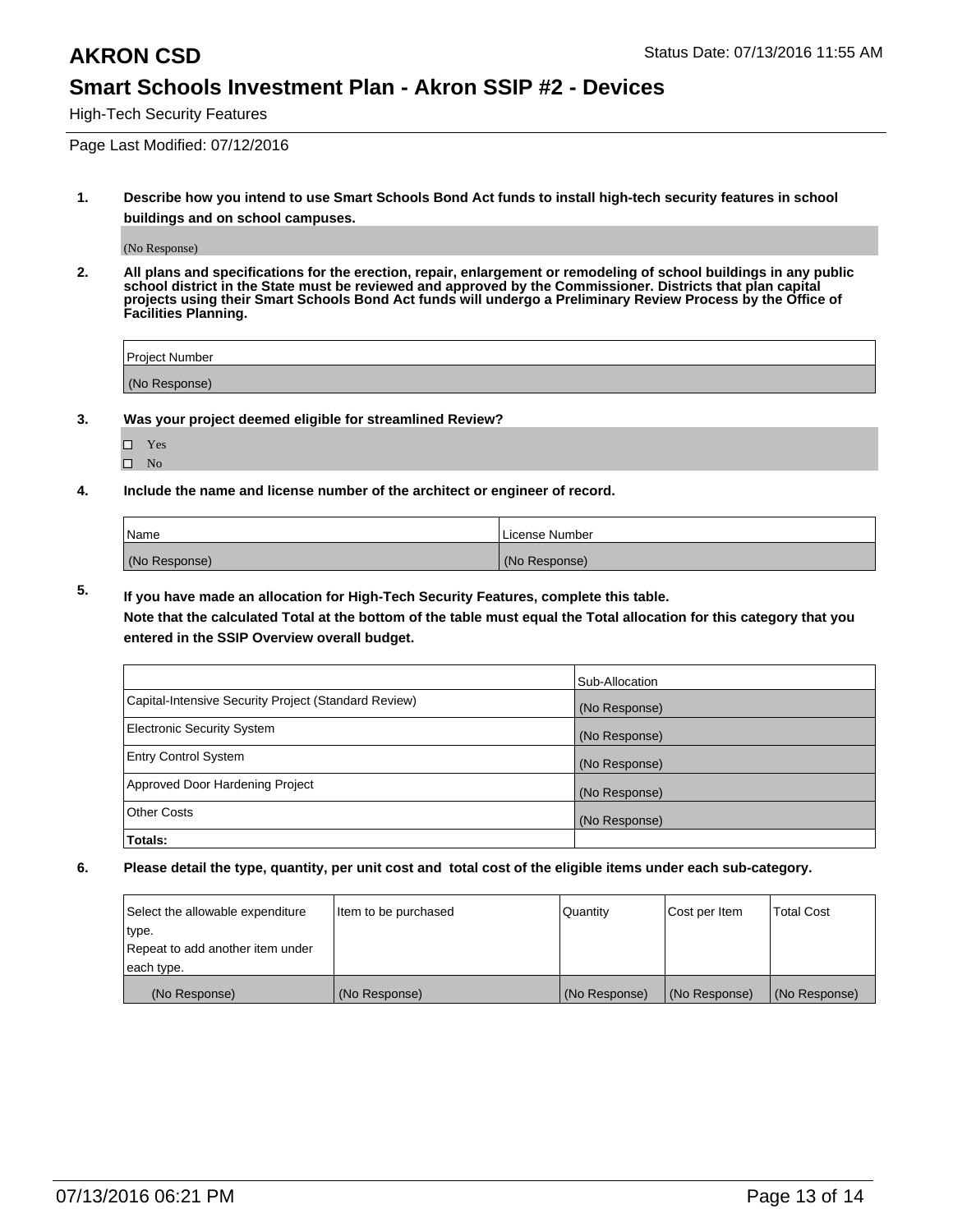# AKRON CSD

Status Date: 07/13/2016 11:55 AM

## Smart Schools Investment Plan - Akron SSIP #2 - Devices

High-Tech Security Features

Page Last Modified: 07/12/2016

**1. Describe how you intend to use Smart Schools Bond Act funds to install high-tech security features in school buildings and on school campuses.**

(No Response)

**2. All plans and specifications for the erection, repair, enlargement or remodeling of school buildings in any public school district in the State must be reviewed and approved by the Commissioner. Districts that plan capital projects using their Smart Schools Bond Act funds will undergo a Preliminary Review Process by the Office of Facilities Planning.**

| Project Number |
| --- |
| (No Response) |

**3. Was your project deemed eligible for streamlined Review?**

- ☐ Yes
- ☐ No

**4. Include the name and license number of the architect or engineer of record.**

| Name | License Number |
| --- | --- |
| (No Response) | (No Response) |

**5. If you have made an allocation for High-Tech Security Features, complete this table.**
**Note that the calculated Total at the bottom of the table must equal the Total allocation for this category that you entered in the SSIP Overview overall budget.**

| | Sub-Allocation |
| --- | --- |
| Capital-Intensive Security Project (Standard Review) | (No Response) |
| Electronic Security System | (No Response) |
| Entry Control System | (No Response) |
| Approved Door Hardening Project | (No Response) |
| Other Costs | (No Response) |
| **Totals:** | |

**6. Please detail the type, quantity, per unit cost and total cost of the eligible items under each sub-category.**

| Select the allowable expenditure type. Repeat to add another item under each type. | Item to be purchased | Quantity | Cost per Item | Total Cost |
| --- | --- | --- | --- | --- |
| (No Response) | (No Response) | (No Response) | (No Response) | (No Response) |